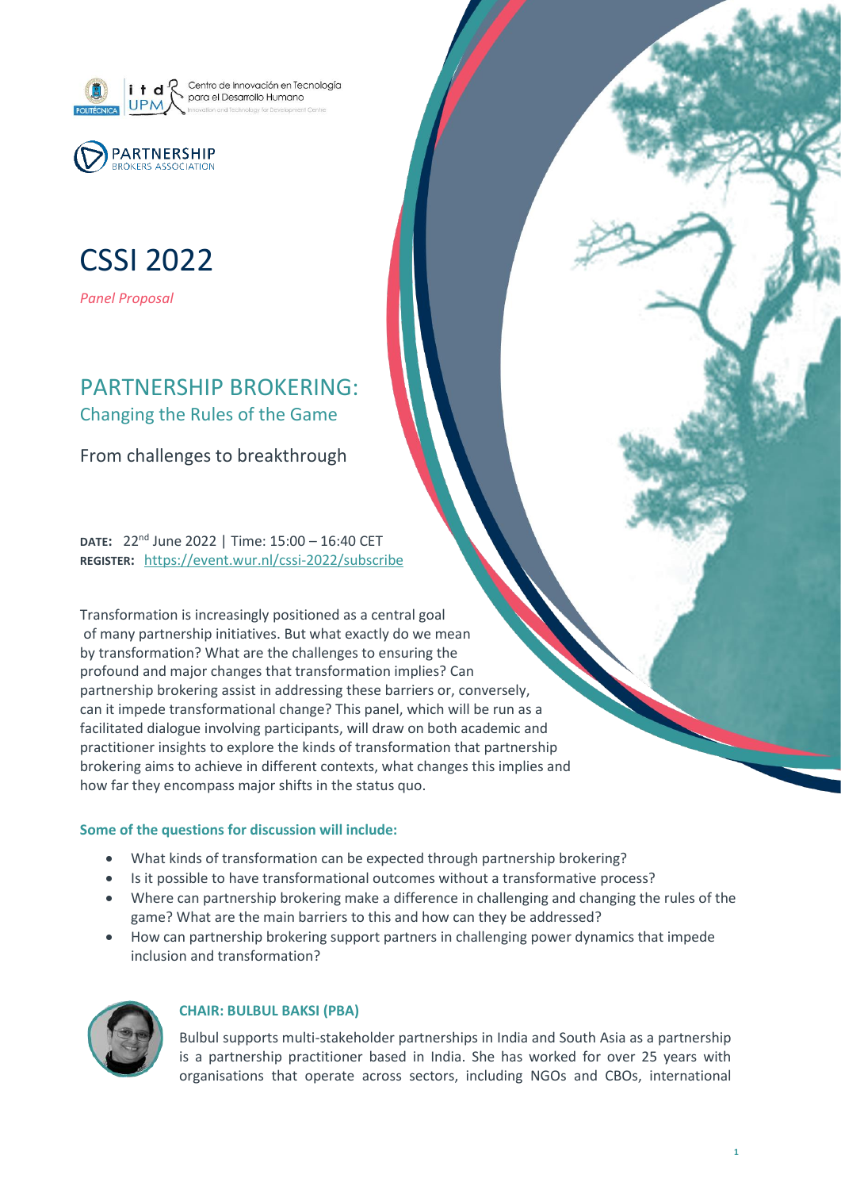Centro de Innovación en Tecnología para el Desarrollo Humano

PARTNERSHIP BROKERS ASSOCIATION

# CSSI 2022

*Panel Proposal*

## PARTNERSHIP BROKERING:
### Changing the Rules of the Game

From challenges to breakthrough

**DATE:** 22nd June 2022 | Time: 15:00 – 16:40 CET
**REGISTER:** https://event.wur.nl/cssi-2022/subscribe

Transformation is increasingly positioned as a central goal of many partnership initiatives. But what exactly do we mean by transformation? What are the challenges to ensuring the profound and major changes that transformation implies? Can partnership brokering assist in addressing these barriers or, conversely, can it impede transformational change? This panel, which will be run as a facilitated dialogue involving participants, will draw on both academic and practitioner insights to explore the kinds of transformation that partnership brokering aims to achieve in different contexts, what changes this implies and how far they encompass major shifts in the status quo.

**Some of the questions for discussion will include:**

- What kinds of transformation can be expected through partnership brokering?
- Is it possible to have transformational outcomes without a transformative process?
- Where can partnership brokering make a difference in challenging and changing the rules of the game? What are the main barriers to this and how can they be addressed?
- How can partnership brokering support partners in challenging power dynamics that impede inclusion and transformation?

**CHAIR: BULBUL BAKSI (PBA)**

Bulbul supports multi-stakeholder partnerships in India and South Asia as a partnership is a partnership practitioner based in India. She has worked for over 25 years with organisations that operate across sectors, including NGOs and CBOs, international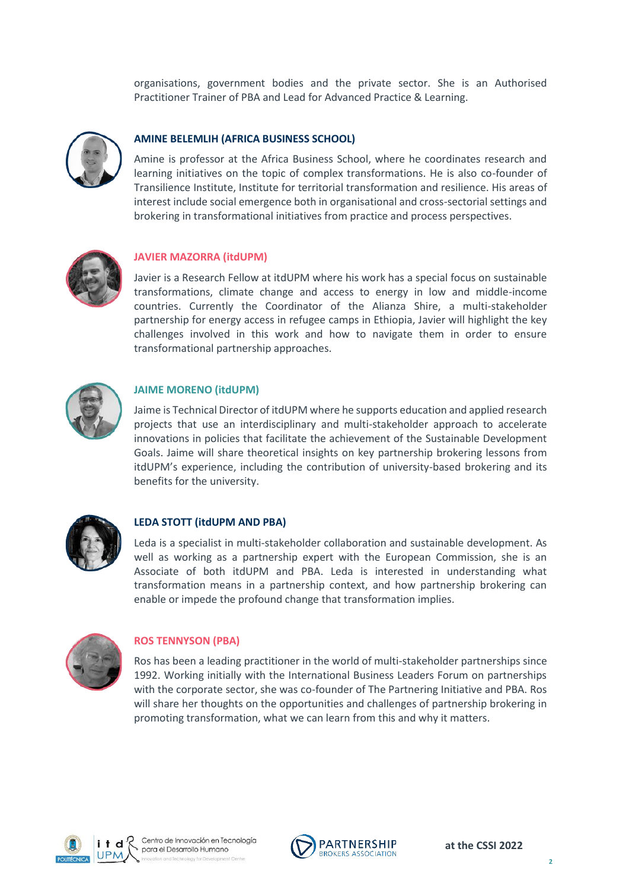organisations, government bodies and the private sector. She is an Authorised Practitioner Trainer of PBA and Lead for Advanced Practice & Learning.

### AMINE BELEMLIH (AFRICA BUSINESS SCHOOL)

Amine is professor at the Africa Business School, where he coordinates research and learning initiatives on the topic of complex transformations. He is also co-founder of Transilience Institute, Institute for territorial transformation and resilience. His areas of interest include social emergence both in organisational and cross-sectorial settings and brokering in transformational initiatives from practice and process perspectives.

### JAVIER MAZORRA (itdUPM)

Javier is a Research Fellow at itdUPM where his work has a special focus on sustainable transformations, climate change and access to energy in low and middle-income countries. Currently the Coordinator of the Alianza Shire, a multi-stakeholder partnership for energy access in refugee camps in Ethiopia, Javier will highlight the key challenges involved in this work and how to navigate them in order to ensure transformational partnership approaches.

### JAIME MORENO (itdUPM)

Jaime is Technical Director of itdUPM where he supports education and applied research projects that use an interdisciplinary and multi-stakeholder approach to accelerate innovations in policies that facilitate the achievement of the Sustainable Development Goals. Jaime will share theoretical insights on key partnership brokering lessons from itdUPM's experience, including the contribution of university-based brokering and its benefits for the university.

### LEDA STOTT (itdUPM AND PBA)

Leda is a specialist in multi-stakeholder collaboration and sustainable development. As well as working as a partnership expert with the European Commission, she is an Associate of both itdUPM and PBA. Leda is interested in understanding what transformation means in a partnership context, and how partnership brokering can enable or impede the profound change that transformation implies.

### ROS TENNYSON (PBA)

Ros has been a leading practitioner in the world of multi-stakeholder partnerships since 1992. Working initially with the International Business Leaders Forum on partnerships with the corporate sector, she was co-founder of The Partnering Initiative and PBA. Ros will share her thoughts on the opportunities and challenges of partnership brokering in promoting transformation, what we can learn from this and why it matters.